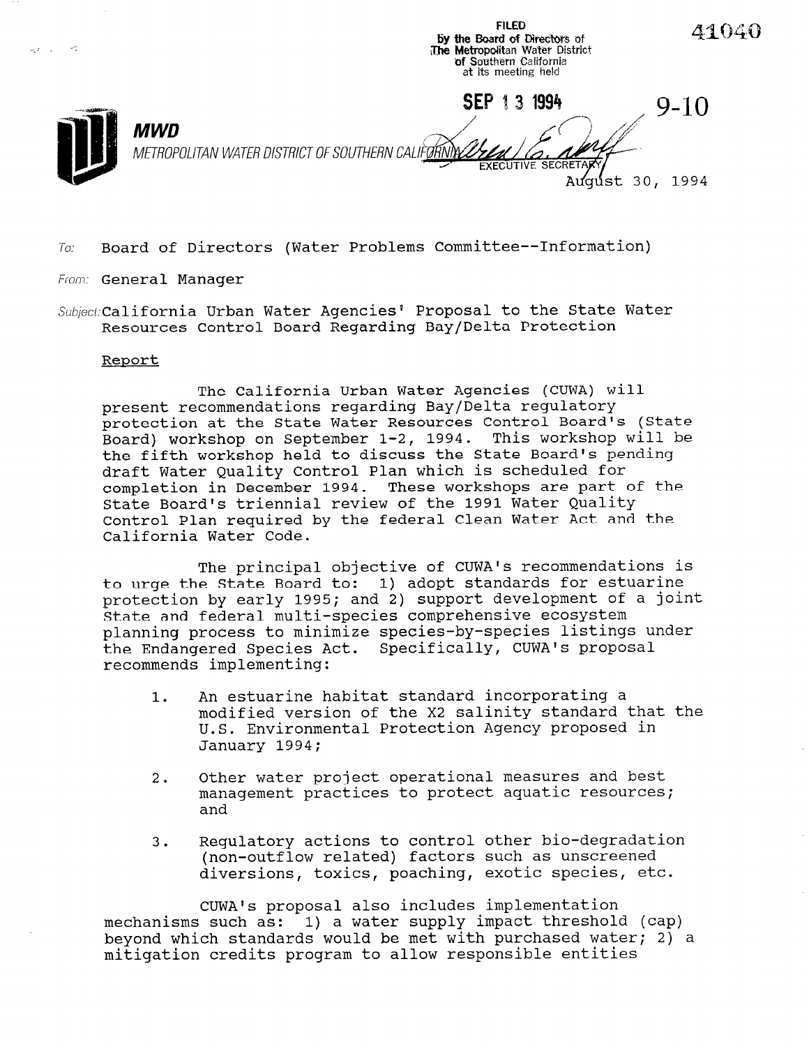FILED
by the Board of Directors of
The Metropolitan Water District
of Southern California
at its meeting held

SEP 13 1994

EXECUTIVE SECRETARY

41040

9-10

**MWD**

METROPOLITAN WATER DISTRICT OF SOUTHERN CALIFORNIA

August 30, 1994

*To:* Board of Directors (Water Problems Committee--Information)

*From:* General Manager

*Subject:* California Urban Water Agencies' Proposal to the State Water Resources Control Board Regarding Bay/Delta Protection

## Report

The California Urban Water Agencies (CUWA) will present recommendations regarding Bay/Delta regulatory protection at the State Water Resources Control Board's (State Board) workshop on September 1-2, 1994. This workshop will be the fifth workshop held to discuss the State Board's pending draft Water Quality Control Plan which is scheduled for completion in December 1994. These workshops are part of the State Board's triennial review of the 1991 Water Quality Control Plan required by the federal Clean Water Act and the California Water Code.

The principal objective of CUWA's recommendations is to urge the State Board to: 1) adopt standards for estuarine protection by early 1995; and 2) support development of a joint State and federal multi-species comprehensive ecosystem planning process to minimize species-by-species listings under the Endangered Species Act. Specifically, CUWA's proposal recommends implementing:

1. An estuarine habitat standard incorporating a modified version of the X2 salinity standard that the U.S. Environmental Protection Agency proposed in January 1994;

2. Other water project operational measures and best management practices to protect aquatic resources; and

3. Regulatory actions to control other bio-degradation (non-outflow related) factors such as unscreened diversions, toxics, poaching, exotic species, etc.

CUWA's proposal also includes implementation mechanisms such as: 1) a water supply impact threshold (cap) beyond which standards would be met with purchased water; 2) a mitigation credits program to allow responsible entities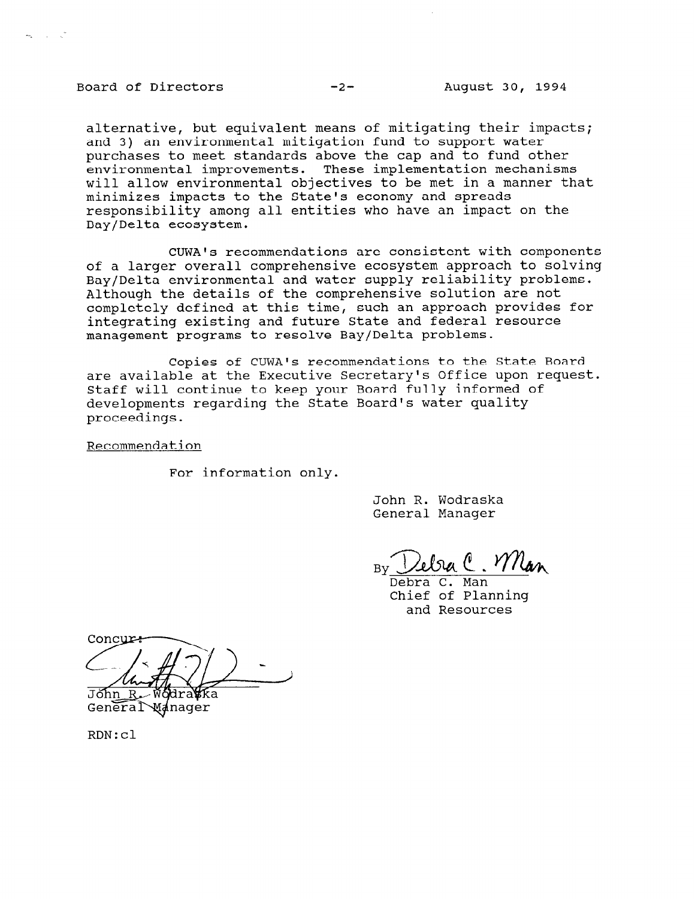alternative, but equivalent means of mitigating their impacts; and 3) an environmental mitigation fund to support water purchases to meet standards above the cap and to fund other environmental improvements. These implementation mechanisms will allow environmental objectives to be met in a manner that minimizes impacts to the State's economy and spreads responsibility among all entities who have an impact on the Day/Delta ecosystem.

CUWA's recommendations are consistent with components of a larger overall comprehensive ecosystem approach to solving Bay/Delta environmental and water supply reliability problems. Although the details of the comprehensive solution are not completely defined at this time, such an approach provides for integrating existing and future State and federal resource management programs to resolve Bay/Delta problems.

Copies of CUWA's recommendations to the State Board are available at the Executive Secretary's Office upon request. Staff will continue to keep your Board fully informed of developments regarding the State Board's water quality proceedings.

Recommendation

For information only.

John R. Wodraska
General Manager

By Debra C. Man
Debra C. Man
Chief of Planning
and Resources

Concur:

John R. Wodraska
General Manager

RDN:cl